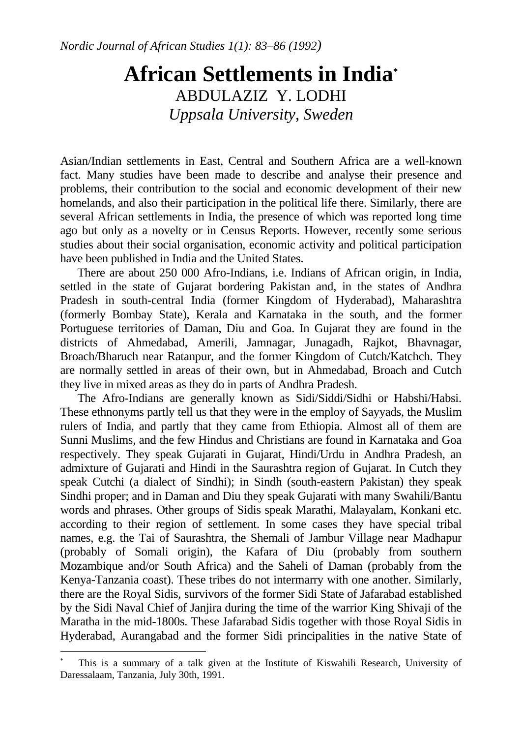# African Settlements in India[*]

ABDULAZIZ Y. LODHI

*Uppsala University, Sweden*

Asian/Indian settlements in East, Central and Southern Africa are a well-known fact. Many studies have been made to describe and analyse their presence and problems, their contribution to the social and economic development of their new homelands, and also their participation in the political life there. Similarly, there are several African settlements in India, the presence of which was reported long time ago but only as a novelty or in Census Reports. However, recently some serious studies about their social organisation, economic activity and political participation have been published in India and the United States.

There are about 250 000 Afro-Indians, i.e. Indians of African origin, in India, settled in the state of Gujarat bordering Pakistan and, in the states of Andhra Pradesh in south-central India (former Kingdom of Hyderabad), Maharashtra (formerly Bombay State), Kerala and Karnataka in the south, and the former Portuguese territories of Daman, Diu and Goa. In Gujarat they are found in the districts of Ahmedabad, Amerili, Jamnagar, Junagadh, Rajkot, Bhavnagar, Broach/Bharuch near Ratanpur, and the former Kingdom of Cutch/Katchch. They are normally settled in areas of their own, but in Ahmedabad, Broach and Cutch they live in mixed areas as they do in parts of Andhra Pradesh.

The Afro-Indians are generally known as Sidi/Siddi/Sidhi or Habshi/Habsi. These ethnonyms partly tell us that they were in the employ of Sayyads, the Muslim rulers of India, and partly that they came from Ethiopia. Almost all of them are Sunni Muslims, and the few Hindus and Christians are found in Karnataka and Goa respectively. They speak Gujarati in Gujarat, Hindi/Urdu in Andhra Pradesh, an admixture of Gujarati and Hindi in the Saurashtra region of Gujarat. In Cutch they speak Cutchi (a dialect of Sindhi); in Sindh (south-eastern Pakistan) they speak Sindhi proper; and in Daman and Diu they speak Gujarati with many Swahili/Bantu words and phrases. Other groups of Sidis speak Marathi, Malayalam, Konkani etc. according to their region of settlement. In some cases they have special tribal names, e.g. the Tai of Saurashtra, the Shemali of Jambur Village near Madhapur (probably of Somali origin), the Kafara of Diu (probably from southern Mozambique and/or South Africa) and the Saheli of Daman (probably from the Kenya-Tanzania coast). These tribes do not intermarry with one another. Similarly, there are the Royal Sidis, survivors of the former Sidi State of Jafarabad established by the Sidi Naval Chief of Janjira during the time of the warrior King Shivaji of the Maratha in the mid-1800s. These Jafarabad Sidis together with those Royal Sidis in Hyderabad, Aurangabad and the former Sidi principalities in the native State of

---

[*] This is a summary of a talk given at the Institute of Kiswahili Research, University of Daressalaam, Tanzania, July 30th, 1991.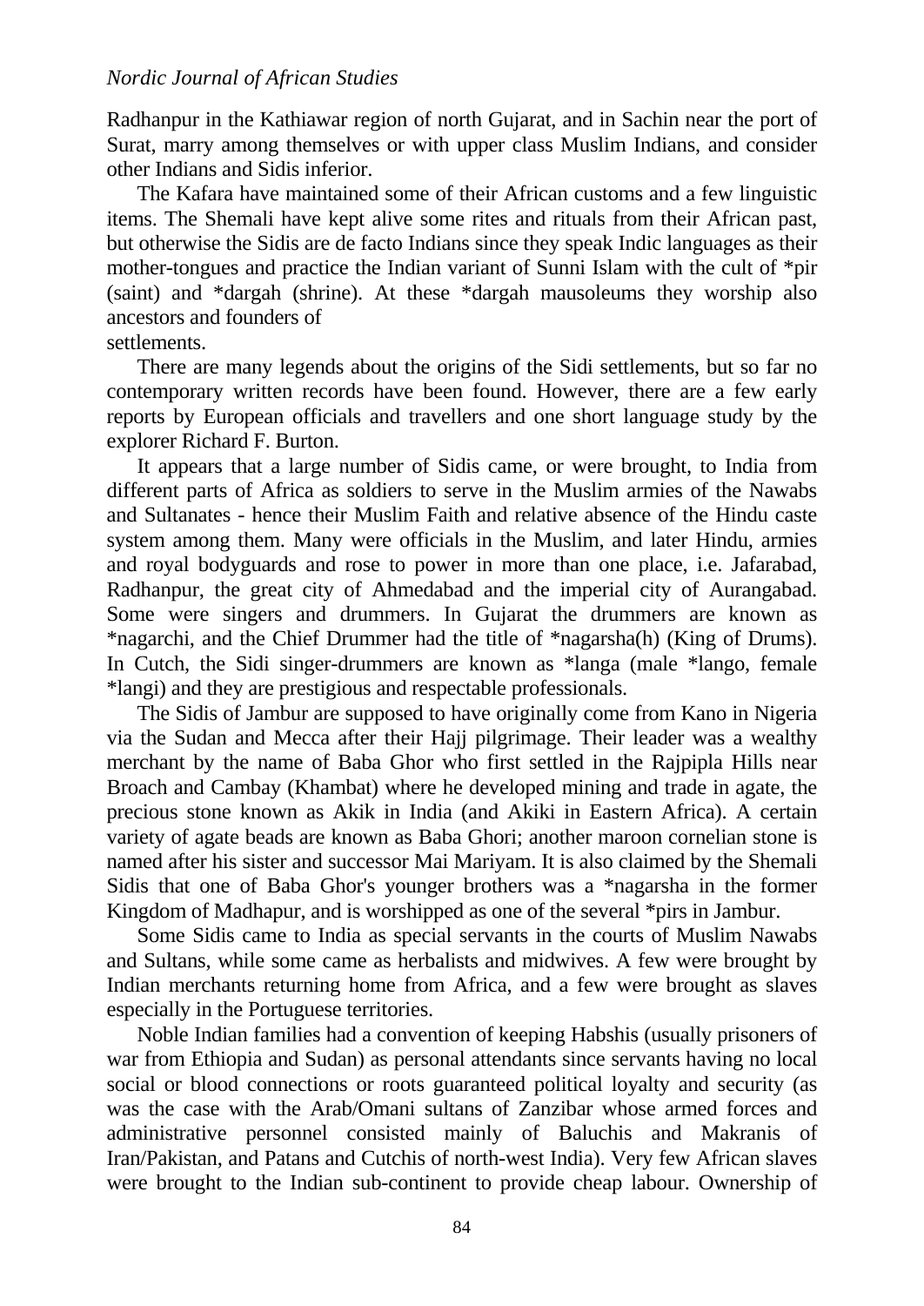Radhanpur in the Kathiawar region of north Gujarat, and in Sachin near the port of Surat, marry among themselves or with upper class Muslim Indians, and consider other Indians and Sidis inferior.

The Kafara have maintained some of their African customs and a few linguistic items. The Shemali have kept alive some rites and rituals from their African past, but otherwise the Sidis are de facto Indians since they speak Indic languages as their mother-tongues and practice the Indian variant of Sunni Islam with the cult of *pir (saint) and *dargah (shrine). At these *dargah mausoleums they worship also ancestors and founders of settlements.

There are many legends about the origins of the Sidi settlements, but so far no contemporary written records have been found. However, there are a few early reports by European officials and travellers and one short language study by the explorer Richard F. Burton.

It appears that a large number of Sidis came, or were brought, to India from different parts of Africa as soldiers to serve in the Muslim armies of the Nawabs and Sultanates - hence their Muslim Faith and relative absence of the Hindu caste system among them. Many were officials in the Muslim, and later Hindu, armies and royal bodyguards and rose to power in more than one place, i.e. Jafarabad, Radhanpur, the great city of Ahmedabad and the imperial city of Aurangabad. Some were singers and drummers. In Gujarat the drummers are known as *nagarchi, and the Chief Drummer had the title of *nagarsha(h) (King of Drums). In Cutch, the Sidi singer-drummers are known as *langa (male *lango, female *langi) and they are prestigious and respectable professionals.

The Sidis of Jambur are supposed to have originally come from Kano in Nigeria via the Sudan and Mecca after their Hajj pilgrimage. Their leader was a wealthy merchant by the name of Baba Ghor who first settled in the Rajpipla Hills near Broach and Cambay (Khambat) where he developed mining and trade in agate, the precious stone known as Akik in India (and Akiki in Eastern Africa). A certain variety of agate beads are known as Baba Ghori; another maroon cornelian stone is named after his sister and successor Mai Mariyam. It is also claimed by the Shemali Sidis that one of Baba Ghor's younger brothers was a *nagarsha in the former Kingdom of Madhapur, and is worshipped as one of the several *pirs in Jambur.

Some Sidis came to India as special servants in the courts of Muslim Nawabs and Sultans, while some came as herbalists and midwives. A few were brought by Indian merchants returning home from Africa, and a few were brought as slaves especially in the Portuguese territories.

Noble Indian families had a convention of keeping Habshis (usually prisoners of war from Ethiopia and Sudan) as personal attendants since servants having no local social or blood connections or roots guaranteed political loyalty and security (as was the case with the Arab/Omani sultans of Zanzibar whose armed forces and administrative personnel consisted mainly of Baluchis and Makranis of Iran/Pakistan, and Patans and Cutchis of north-west India). Very few African slaves were brought to the Indian sub-continent to provide cheap labour. Ownership of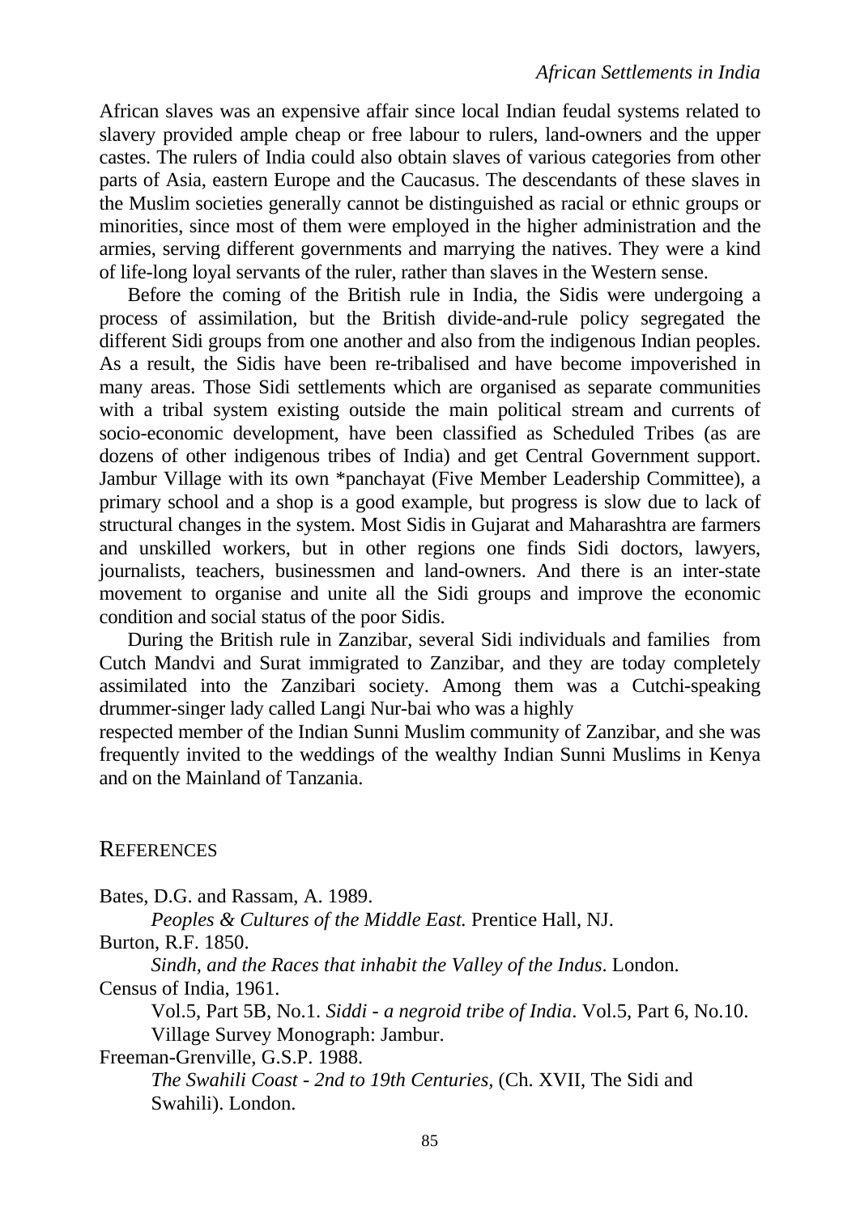African slaves was an expensive affair since local Indian feudal systems related to slavery provided ample cheap or free labour to rulers, land-owners and the upper castes. The rulers of India could also obtain slaves of various categories from other parts of Asia, eastern Europe and the Caucasus. The descendants of these slaves in the Muslim societies generally cannot be distinguished as racial or ethnic groups or minorities, since most of them were employed in the higher administration and the armies, serving different governments and marrying the natives. They were a kind of life-long loyal servants of the ruler, rather than slaves in the Western sense.

Before the coming of the British rule in India, the Sidis were undergoing a process of assimilation, but the British divide-and-rule policy segregated the different Sidi groups from one another and also from the indigenous Indian peoples. As a result, the Sidis have been re-tribalised and have become impoverished in many areas. Those Sidi settlements which are organised as separate communities with a tribal system existing outside the main political stream and currents of socio-economic development, have been classified as Scheduled Tribes (as are dozens of other indigenous tribes of India) and get Central Government support. Jambur Village with its own *panchayat (Five Member Leadership Committee), a primary school and a shop is a good example, but progress is slow due to lack of structural changes in the system. Most Sidis in Gujarat and Maharashtra are farmers and unskilled workers, but in other regions one finds Sidi doctors, lawyers, journalists, teachers, businessmen and land-owners. And there is an inter-state movement to organise and unite all the Sidi groups and improve the economic condition and social status of the poor Sidis.

During the British rule in Zanzibar, several Sidi individuals and families from Cutch Mandvi and Surat immigrated to Zanzibar, and they are today completely assimilated into the Zanzibari society. Among them was a Cutchi-speaking drummer-singer lady called Langi Nur-bai who was a highly respected member of the Indian Sunni Muslim community of Zanzibar, and she was frequently invited to the weddings of the wealthy Indian Sunni Muslims in Kenya and on the Mainland of Tanzania.

## References

Bates, D.G. and Rassam, A. 1989.
*Peoples & Cultures of the Middle East.* Prentice Hall, NJ.

Burton, R.F. 1850.
*Sindh, and the Races that inhabit the Valley of the Indus*. London.

Census of India, 1961.
Vol.5, Part 5B, No.1. *Siddi - a negroid tribe of India*. Vol.5, Part 6, No.10. Village Survey Monograph: Jambur.

Freeman-Grenville, G.S.P. 1988.
*The Swahili Coast - 2nd to 19th Centuries*, (Ch. XVII, The Sidi and Swahili). London.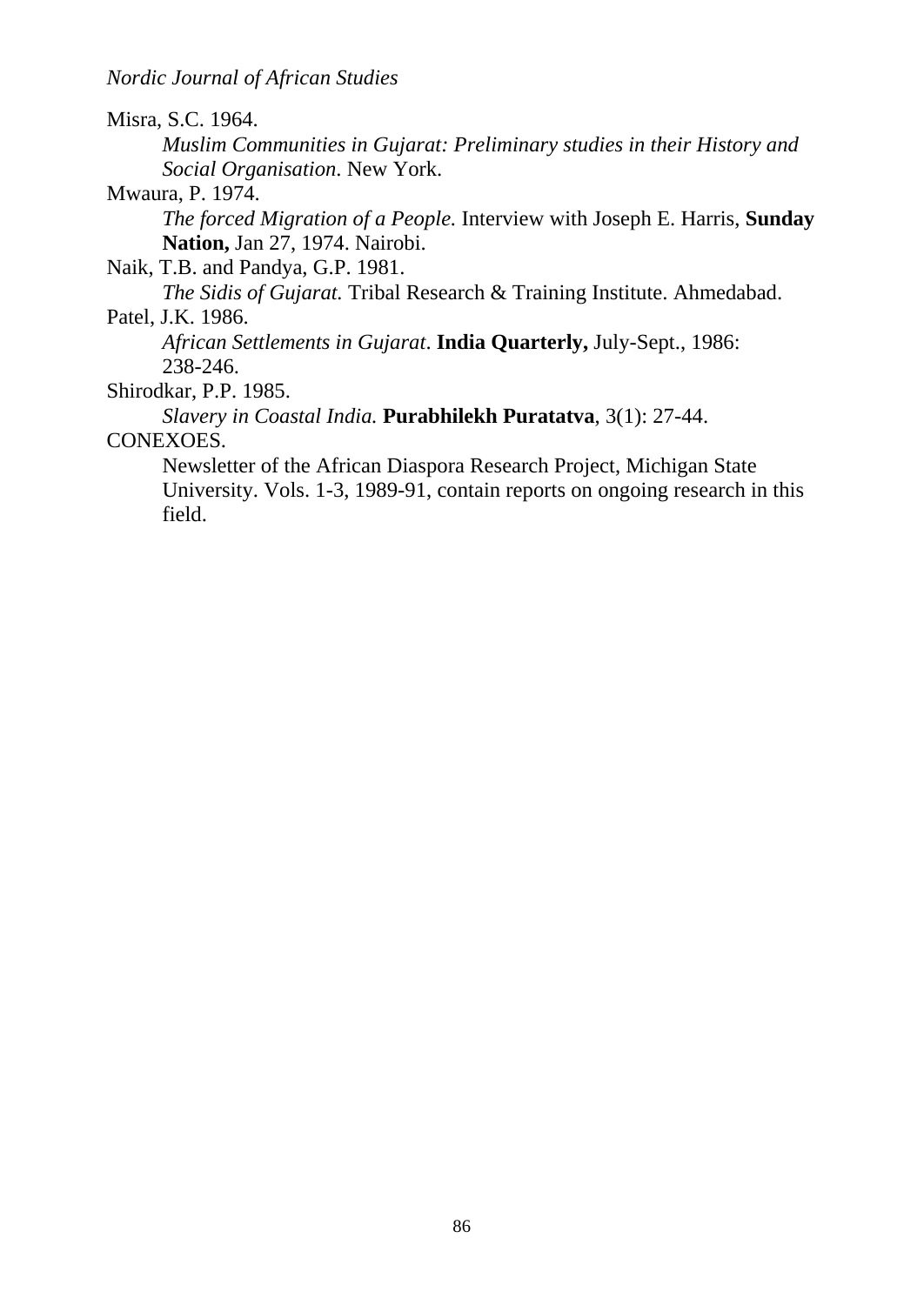Misra, S.C. 1964.

*Muslim Communities in Gujarat: Preliminary studies in their History and Social Organisation*. New York.

Mwaura, P. 1974.

*The forced Migration of a People.* Interview with Joseph E. Harris, **Sunday Nation,** Jan 27, 1974. Nairobi.

Naik, T.B. and Pandya, G.P. 1981.

*The Sidis of Gujarat.* Tribal Research & Training Institute. Ahmedabad.

Patel, J.K. 1986.

*African Settlements in Gujarat*. **India Quarterly,** July-Sept., 1986: 238-246.

Shirodkar, P.P. 1985.

*Slavery in Coastal India.* **Purabhilekh Puratatva**, 3(1): 27-44.

CONEXOES.

Newsletter of the African Diaspora Research Project, Michigan State University. Vols. 1-3, 1989-91, contain reports on ongoing research in this field.